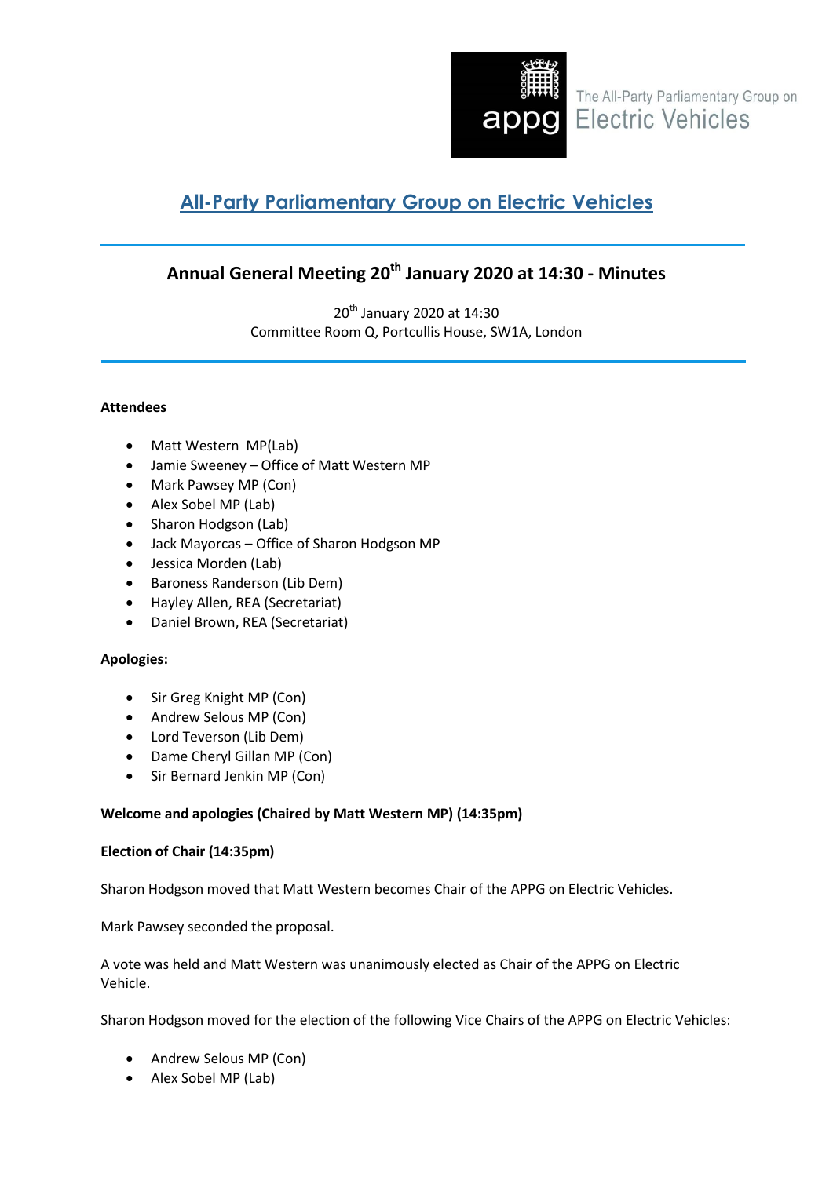The All-Party Parliamentary Group on Electric Vehicles

# All-Party Parliamentary Group on Electric Vehicles

## Annual General Meeting 20th January 2020 at 14:30 - Minutes

20th January 2020 at 14:30
Committee Room Q, Portcullis House, SW1A, London

**Attendees**

- Matt Western MP(Lab)
- Jamie Sweeney – Office of Matt Western MP
- Mark Pawsey MP (Con)
- Alex Sobel MP (Lab)
- Sharon Hodgson (Lab)
- Jack Mayorcas – Office of Sharon Hodgson MP
- Jessica Morden (Lab)
- Baroness Randerson (Lib Dem)
- Hayley Allen, REA (Secretariat)
- Daniel Brown, REA (Secretariat)

**Apologies:**

- Sir Greg Knight MP (Con)
- Andrew Selous MP (Con)
- Lord Teverson (Lib Dem)
- Dame Cheryl Gillan MP (Con)
- Sir Bernard Jenkin MP (Con)

**Welcome and apologies (Chaired by Matt Western MP) (14:35pm)**

**Election of Chair (14:35pm)**

Sharon Hodgson moved that Matt Western becomes Chair of the APPG on Electric Vehicles.

Mark Pawsey seconded the proposal.

A vote was held and Matt Western was unanimously elected as Chair of the APPG on Electric Vehicle.

Sharon Hodgson moved for the election of the following Vice Chairs of the APPG on Electric Vehicles:

- Andrew Selous MP (Con)
- Alex Sobel MP (Lab)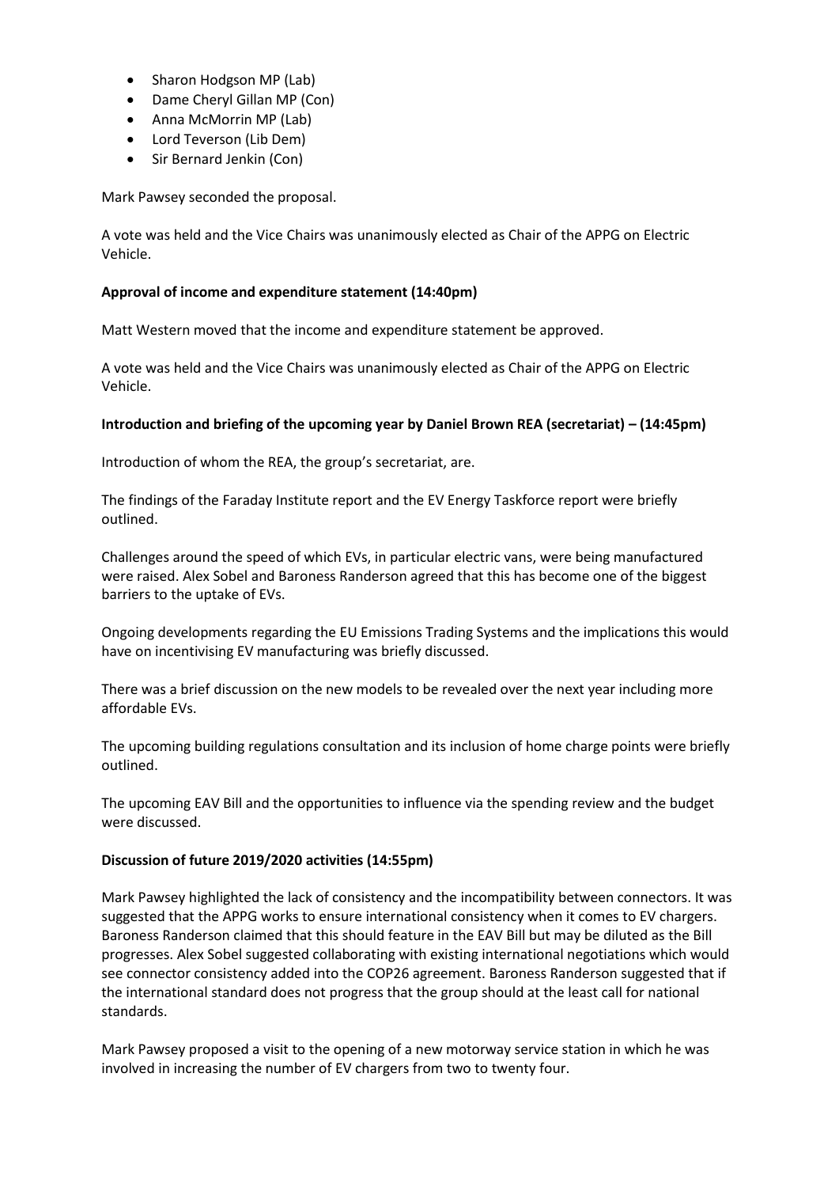- Sharon Hodgson MP (Lab)
- Dame Cheryl Gillan MP (Con)
- Anna McMorrin MP (Lab)
- Lord Teverson (Lib Dem)
- Sir Bernard Jenkin (Con)

Mark Pawsey seconded the proposal.

A vote was held and the Vice Chairs was unanimously elected as Chair of the APPG on Electric Vehicle.

**Approval of income and expenditure statement (14:40pm)**

Matt Western moved that the income and expenditure statement be approved.

A vote was held and the Vice Chairs was unanimously elected as Chair of the APPG on Electric Vehicle.

**Introduction and briefing of the upcoming year by Daniel Brown REA (secretariat) – (14:45pm)**

Introduction of whom the REA, the group's secretariat, are.

The findings of the Faraday Institute report and the EV Energy Taskforce report were briefly outlined.

Challenges around the speed of which EVs, in particular electric vans, were being manufactured were raised. Alex Sobel and Baroness Randerson agreed that this has become one of the biggest barriers to the uptake of EVs.

Ongoing developments regarding the EU Emissions Trading Systems and the implications this would have on incentivising EV manufacturing was briefly discussed.

There was a brief discussion on the new models to be revealed over the next year including more affordable EVs.

The upcoming building regulations consultation and its inclusion of home charge points were briefly outlined.

The upcoming EAV Bill and the opportunities to influence via the spending review and the budget were discussed.

**Discussion of future 2019/2020 activities (14:55pm)**

Mark Pawsey highlighted the lack of consistency and the incompatibility between connectors. It was suggested that the APPG works to ensure international consistency when it comes to EV chargers. Baroness Randerson claimed that this should feature in the EAV Bill but may be diluted as the Bill progresses. Alex Sobel suggested collaborating with existing international negotiations which would see connector consistency added into the COP26 agreement. Baroness Randerson suggested that if the international standard does not progress that the group should at the least call for national standards.

Mark Pawsey proposed a visit to the opening of a new motorway service station in which he was involved in increasing the number of EV chargers from two to twenty four.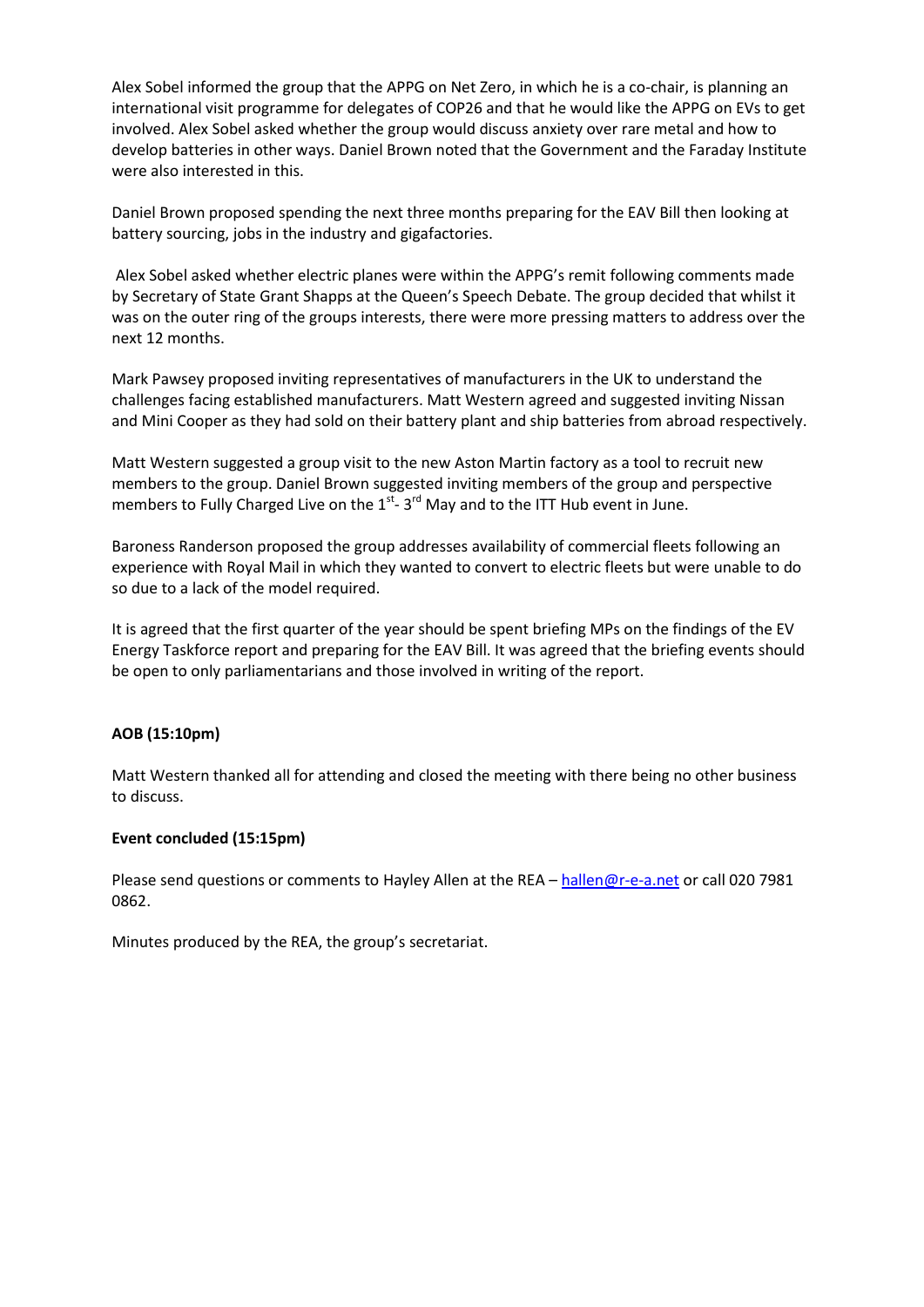Alex Sobel informed the group that the APPG on Net Zero, in which he is a co-chair, is planning an international visit programme for delegates of COP26 and that he would like the APPG on EVs to get involved. Alex Sobel asked whether the group would discuss anxiety over rare metal and how to develop batteries in other ways. Daniel Brown noted that the Government and the Faraday Institute were also interested in this.

Daniel Brown proposed spending the next three months preparing for the EAV Bill then looking at battery sourcing, jobs in the industry and gigafactories.

Alex Sobel asked whether electric planes were within the APPG's remit following comments made by Secretary of State Grant Shapps at the Queen's Speech Debate. The group decided that whilst it was on the outer ring of the groups interests, there were more pressing matters to address over the next 12 months.

Mark Pawsey proposed inviting representatives of manufacturers in the UK to understand the challenges facing established manufacturers. Matt Western agreed and suggested inviting Nissan and Mini Cooper as they had sold on their battery plant and ship batteries from abroad respectively.

Matt Western suggested a group visit to the new Aston Martin factory as a tool to recruit new members to the group. Daniel Brown suggested inviting members of the group and perspective members to Fully Charged Live on the 1st- 3rd May and to the ITT Hub event in June.

Baroness Randerson proposed the group addresses availability of commercial fleets following an experience with Royal Mail in which they wanted to convert to electric fleets but were unable to do so due to a lack of the model required.

It is agreed that the first quarter of the year should be spent briefing MPs on the findings of the EV Energy Taskforce report and preparing for the EAV Bill. It was agreed that the briefing events should be open to only parliamentarians and those involved in writing of the report.

**AOB (15:10pm)**

Matt Western thanked all for attending and closed the meeting with there being no other business to discuss.

**Event concluded (15:15pm)**

Please send questions or comments to Hayley Allen at the REA – hallen@r-e-a.net or call 020 7981 0862.

Minutes produced by the REA, the group's secretariat.